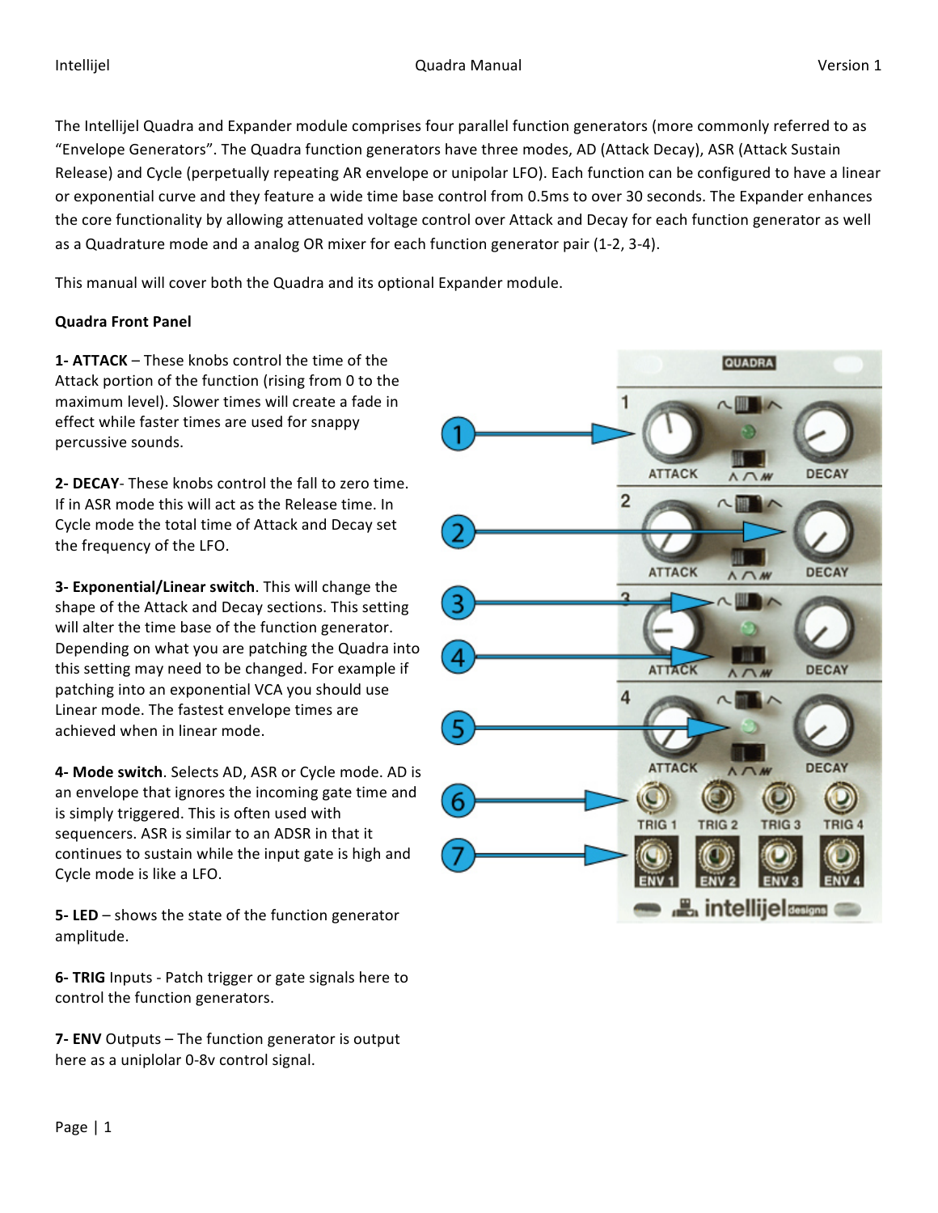The Intellijel Quadra and Expander module comprises four parallel function generators (more commonly referred to as "Envelope Generators". The Quadra function generators have three modes, AD (Attack Decay), ASR (Attack Sustain Release) and Cycle (perpetually repeating AR envelope or unipolar LFO). Each function can be configured to have a linear or exponential curve and they feature a wide time base control from 0.5ms to over 30 seconds. The Expander enhances the core functionality by allowing attenuated voltage control over Attack and Decay for each function generator as well as a Quadrature mode and a analog OR mixer for each function generator pair (1-2, 3-4).

This manual will cover both the Quadra and its optional Expander module.

**Quadra Front Panel**

**1- ATTACK** – These knobs control the time of the Attack portion of the function (rising from 0 to the maximum level). Slower times will create a fade in effect while faster times are used for snappy percussive sounds.

**2- DECAY**- These knobs control the fall to zero time. If in ASR mode this will act as the Release time. In Cycle mode the total time of Attack and Decay set the frequency of the LFO.

**3- Exponential/Linear switch**. This will change the shape of the Attack and Decay sections. This setting will alter the time base of the function generator. Depending on what you are patching the Quadra into this setting may need to be changed. For example if patching into an exponential VCA you should use Linear mode. The fastest envelope times are achieved when in linear mode.

**4- Mode switch**. Selects AD, ASR or Cycle mode. AD is an envelope that ignores the incoming gate time and is simply triggered. This is often used with sequencers. ASR is similar to an ADSR in that it continues to sustain while the input gate is high and Cycle mode is like a LFO.

**5- LED** – shows the state of the function generator amplitude.

**6- TRIG** Inputs - Patch trigger or gate signals here to control the function generators.

**7- ENV** Outputs – The function generator is output here as a uniplolar 0-8v control signal.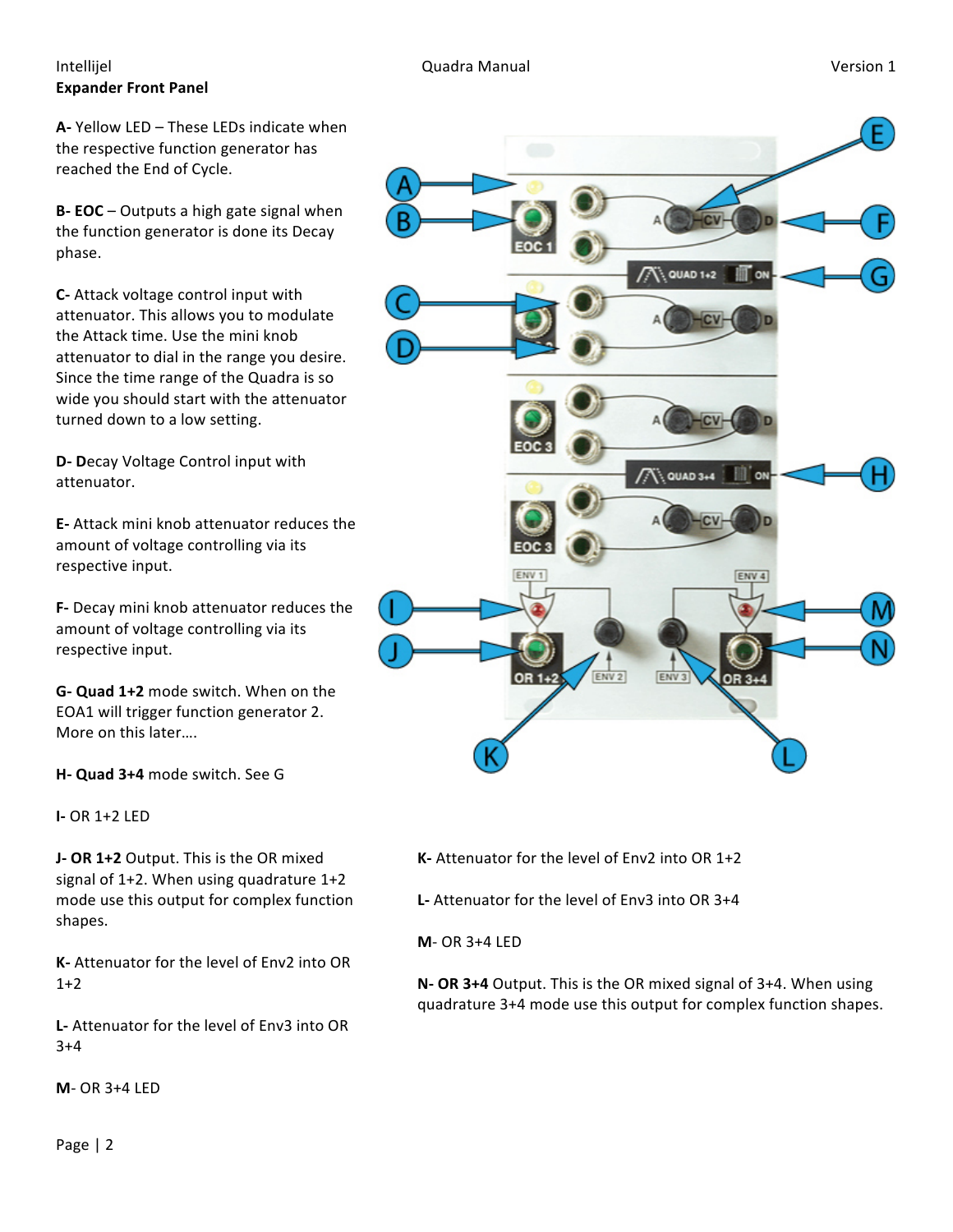**Expander Front Panel**

**A-** Yellow LED – These LEDs indicate when the respective function generator has reached the End of Cycle.

**B- EOC** – Outputs a high gate signal when the function generator is done its Decay phase.

**C-** Attack voltage control input with attenuator. This allows you to modulate the Attack time. Use the mini knob attenuator to dial in the range you desire. Since the time range of the Quadra is so wide you should start with the attenuator turned down to a low setting.

**D- D**ecay Voltage Control input with attenuator.

**E-** Attack mini knob attenuator reduces the amount of voltage controlling via its respective input.

**F-** Decay mini knob attenuator reduces the amount of voltage controlling via its respective input.

**G- Quad 1+2** mode switch. When on the EOA1 will trigger function generator 2. More on this later….

**H- Quad 3+4** mode switch. See G

**I-** OR 1+2 LED

**J- OR 1+2** Output. This is the OR mixed signal of 1+2. When using quadrature 1+2 mode use this output for complex function shapes.

**K-** Attenuator for the level of Env2 into OR 1+2

**L-** Attenuator for the level of Env3 into OR 3+4

**M**- OR 3+4 LED

**N- OR 3+4** Output. This is the OR mixed signal of 3+4. When using quadrature 3+4 mode use this output for complex function shapes.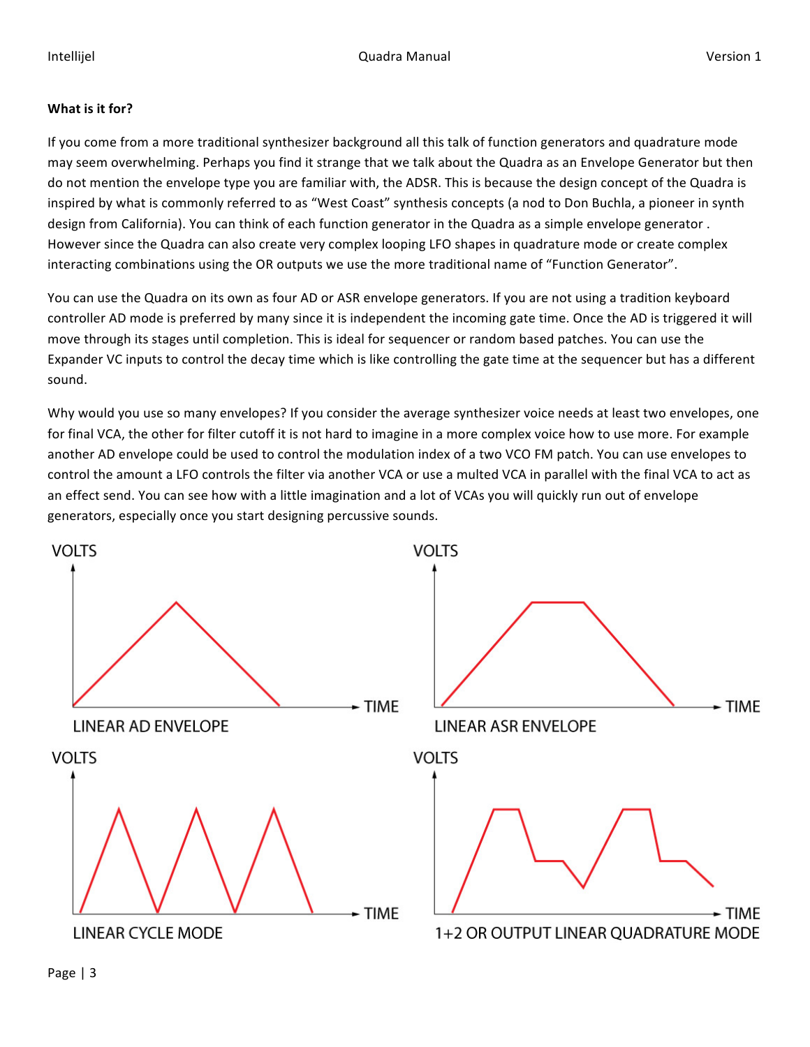**What is it for?**

If you come from a more traditional synthesizer background all this talk of function generators and quadrature mode may seem overwhelming. Perhaps you find it strange that we talk about the Quadra as an Envelope Generator but then do not mention the envelope type you are familiar with, the ADSR. This is because the design concept of the Quadra is inspired by what is commonly referred to as "West Coast" synthesis concepts (a nod to Don Buchla, a pioneer in synth design from California). You can think of each function generator in the Quadra as a simple envelope generator . However since the Quadra can also create very complex looping LFO shapes in quadrature mode or create complex interacting combinations using the OR outputs we use the more traditional name of "Function Generator".

You can use the Quadra on its own as four AD or ASR envelope generators. If you are not using a tradition keyboard controller AD mode is preferred by many since it is independent the incoming gate time. Once the AD is triggered it will move through its stages until completion. This is ideal for sequencer or random based patches. You can use the Expander VC inputs to control the decay time which is like controlling the gate time at the sequencer but has a different sound.

Why would you use so many envelopes? If you consider the average synthesizer voice needs at least two envelopes, one for final VCA, the other for filter cutoff it is not hard to imagine in a more complex voice how to use more. For example another AD envelope could be used to control the modulation index of a two VCO FM patch. You can use envelopes to control the amount a LFO controls the filter via another VCA or use a multed VCA in parallel with the final VCA to act as an effect send. You can see how with a little imagination and a lot of VCAs you will quickly run out of envelope generators, especially once you start designing percussive sounds.

LINEAR AD ENVELOPE

LINEAR ASR ENVELOPE

LINEAR CYCLE MODE

1+2 OR OUTPUT LINEAR QUADRATURE MODE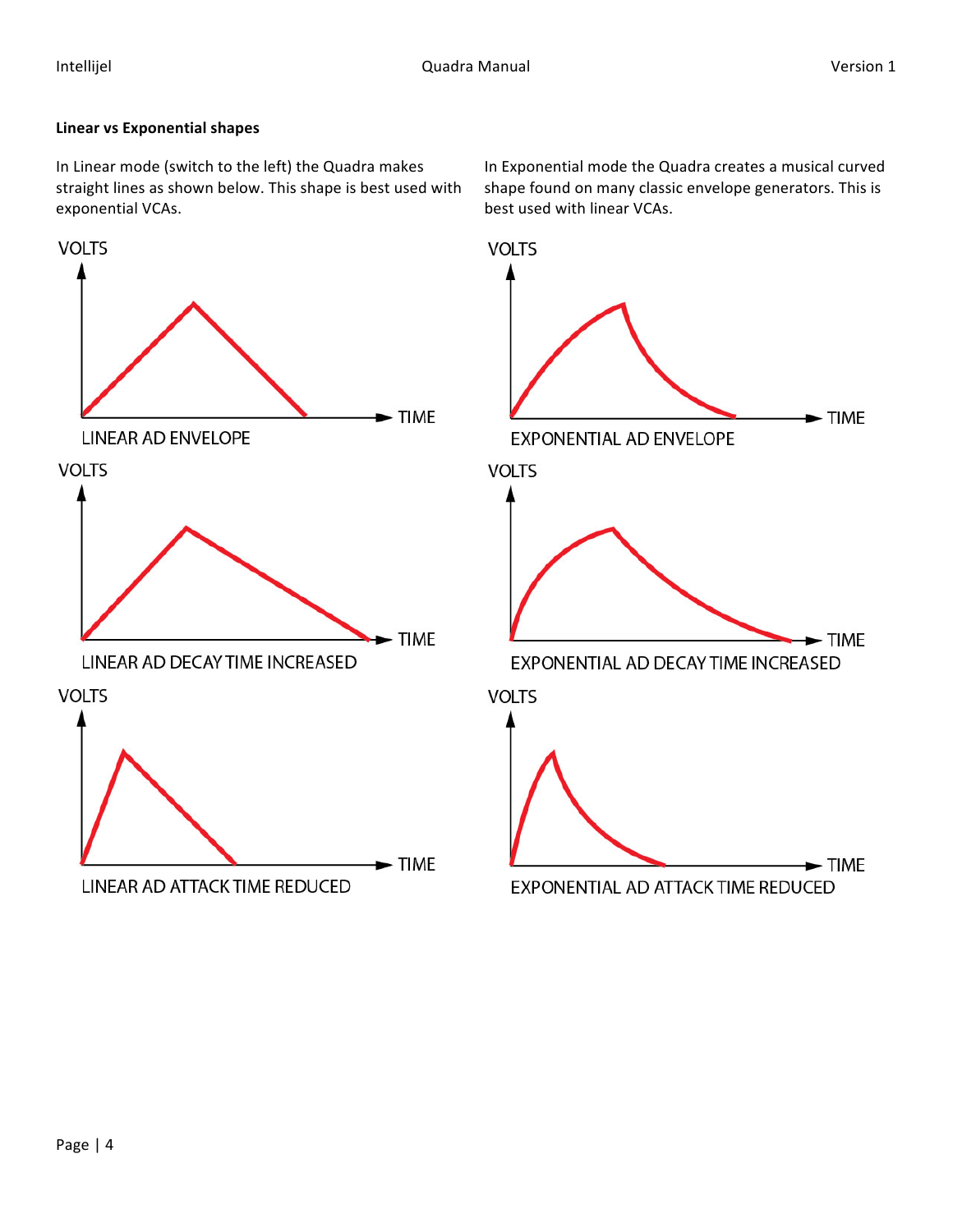**Linear vs Exponential shapes**

In Linear mode (switch to the left) the Quadra makes straight lines as shown below. This shape is best used with exponential VCAs.

In Exponential mode the Quadra creates a musical curved shape found on many classic envelope generators. This is best used with linear VCAs.

LINEAR AD ENVELOPE

LINEAR AD DECAY TIME INCREASED

LINEAR AD ATTACK TIME REDUCED

EXPONENTIAL AD ENVELOPE

EXPONENTIAL AD DECAY TIME INCREASED

EXPONENTIAL AD ATTACK TIME REDUCED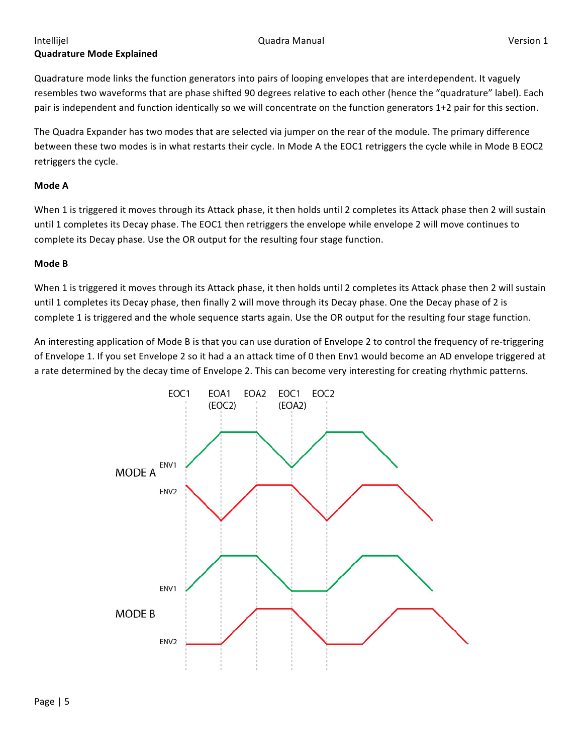## Quadrature Mode Explained

Quadrature mode links the function generators into pairs of looping envelopes that are interdependent. It vaguely resembles two waveforms that are phase shifted 90 degrees relative to each other (hence the "quadrature" label). Each pair is independent and function identically so we will concentrate on the function generators 1+2 pair for this section.

The Quadra Expander has two modes that are selected via jumper on the rear of the module. The primary difference between these two modes is in what restarts their cycle. In Mode A the EOC1 retriggers the cycle while in Mode B EOC2 retriggers the cycle.

### Mode A

When 1 is triggered it moves through its Attack phase, it then holds until 2 completes its Attack phase then 2 will sustain until 1 completes its Decay phase. The EOC1 then retriggers the envelope while envelope 2 will move continues to complete its Decay phase. Use the OR output for the resulting four stage function.

### Mode B

When 1 is triggered it moves through its Attack phase, it then holds until 2 completes its Attack phase then 2 will sustain until 1 completes its Decay phase, then finally 2 will move through its Decay phase. One the Decay phase of 2 is complete 1 is triggered and the whole sequence starts again. Use the OR output for the resulting four stage function.

An interesting application of Mode B is that you can use duration of Envelope 2 to control the frequency of re-triggering of Envelope 1. If you set Envelope 2 so it had a an attack time of 0 then Env1 would become an AD envelope triggered at a rate determined by the decay time of Envelope 2. This can become very interesting for creating rhythmic patterns.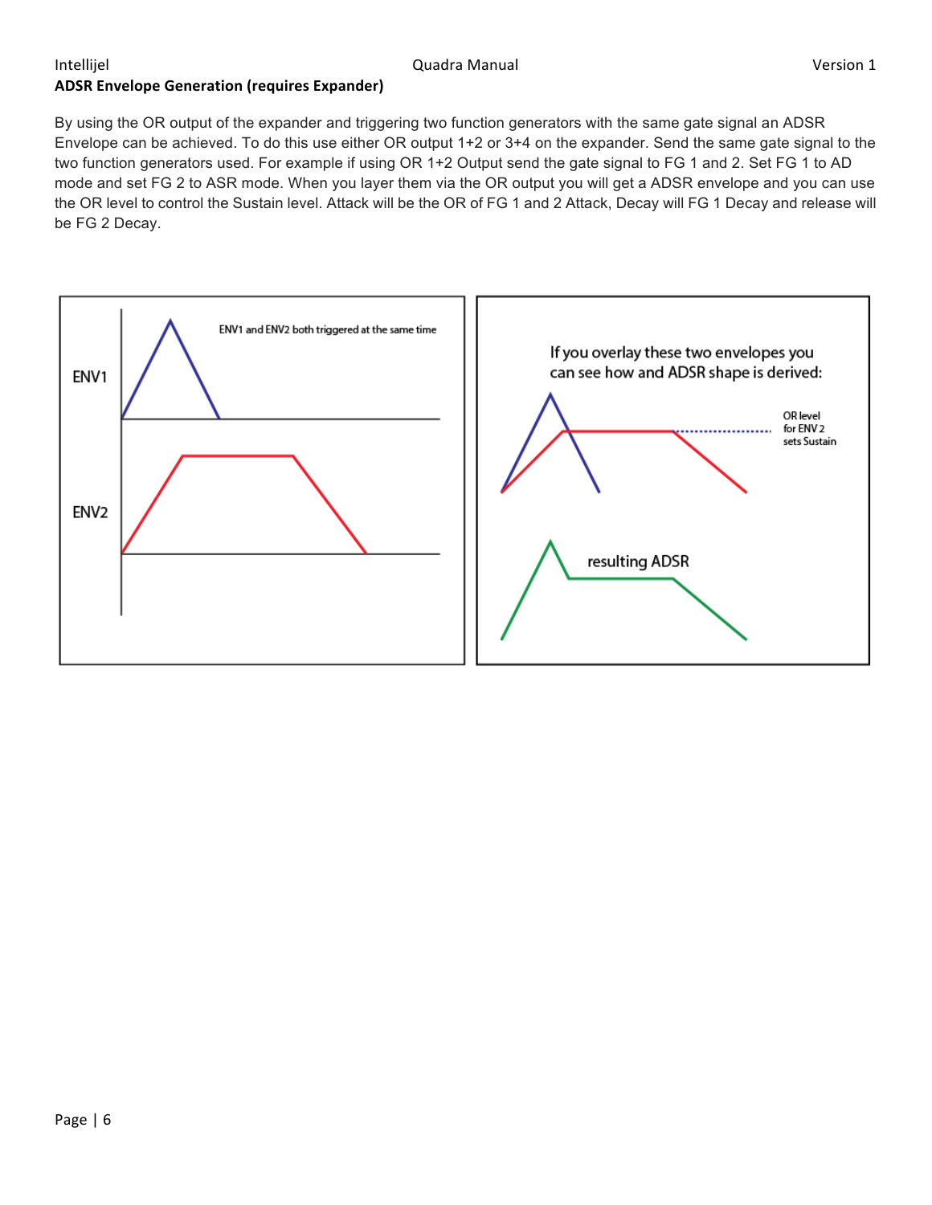## ADSR Envelope Generation (requires Expander)

By using the OR output of the expander and triggering two function generators with the same gate signal an ADSR Envelope can be achieved. To do this use either OR output 1+2 or 3+4 on the expander. Send the same gate signal to the two function generators used. For example if using OR 1+2 Output send the gate signal to FG 1 and 2. Set FG 1 to AD mode and set FG 2 to ASR mode. When you layer them via the OR output you will get a ADSR envelope and you can use the OR level to control the Sustain level. Attack will be the OR of FG 1 and 2 Attack, Decay will FG 1 Decay and release will be FG 2 Decay.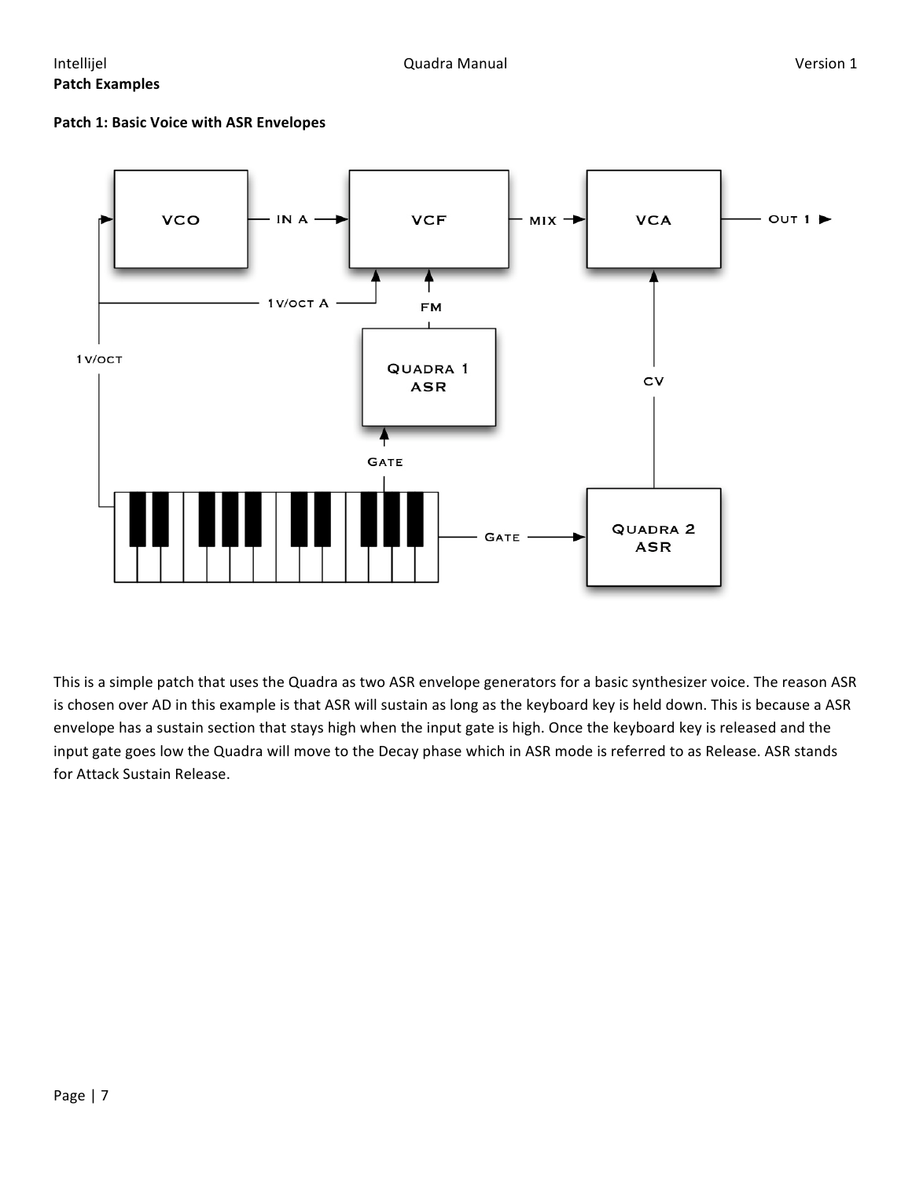**Patch Examples**

**Patch 1: Basic Voice with ASR Envelopes**

This is a simple patch that uses the Quadra as two ASR envelope generators for a basic synthesizer voice. The reason ASR is chosen over AD in this example is that ASR will sustain as long as the keyboard key is held down. This is because a ASR envelope has a sustain section that stays high when the input gate is high. Once the keyboard key is released and the input gate goes low the Quadra will move to the Decay phase which in ASR mode is referred to as Release. ASR stands for Attack Sustain Release.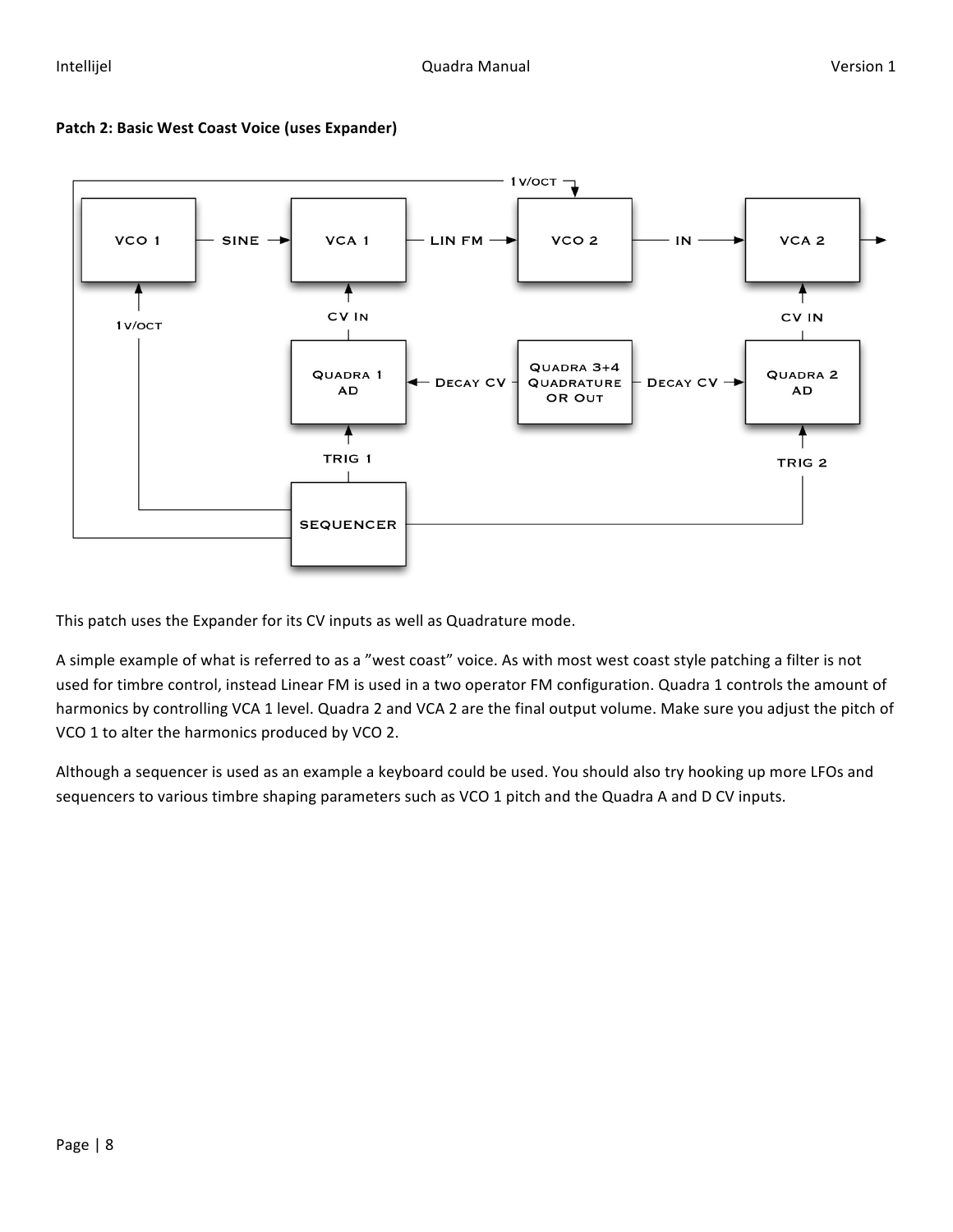**Patch 2: Basic West Coast Voice (uses Expander)**

This patch uses the Expander for its CV inputs as well as Quadrature mode.

A simple example of what is referred to as a "west coast" voice. As with most west coast style patching a filter is not used for timbre control, instead Linear FM is used in a two operator FM configuration. Quadra 1 controls the amount of harmonics by controlling VCA 1 level. Quadra 2 and VCA 2 are the final output volume. Make sure you adjust the pitch of VCO 1 to alter the harmonics produced by VCO 2.

Although a sequencer is used as an example a keyboard could be used. You should also try hooking up more LFOs and sequencers to various timbre shaping parameters such as VCO 1 pitch and the Quadra A and D CV inputs.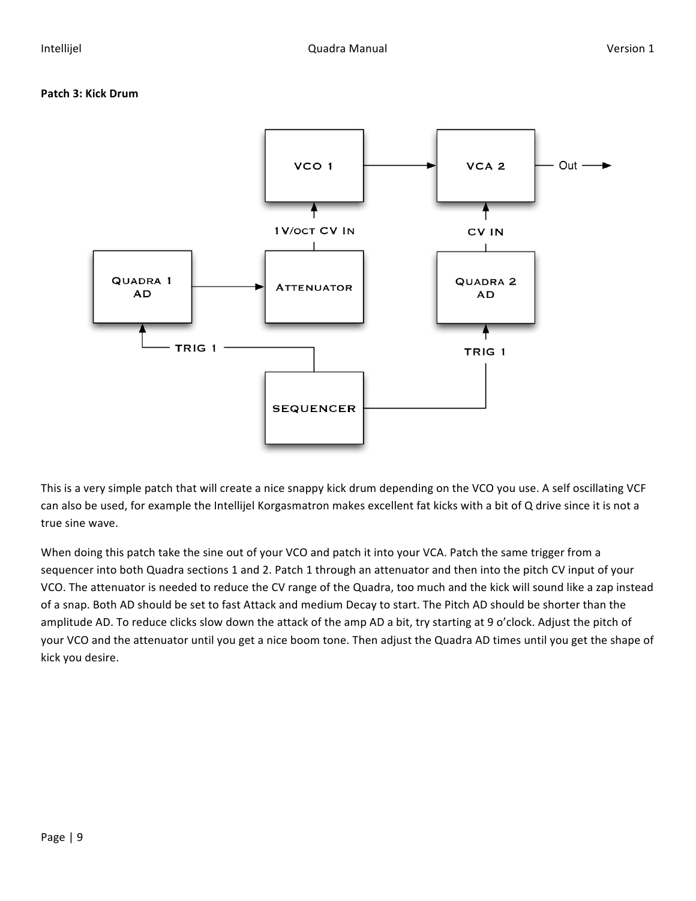**Patch 3: Kick Drum**

This is a very simple patch that will create a nice snappy kick drum depending on the VCO you use. A self oscillating VCF can also be used, for example the Intellijel Korgasmatron makes excellent fat kicks with a bit of Q drive since it is not a true sine wave.

When doing this patch take the sine out of your VCO and patch it into your VCA. Patch the same trigger from a sequencer into both Quadra sections 1 and 2. Patch 1 through an attenuator and then into the pitch CV input of your VCO. The attenuator is needed to reduce the CV range of the Quadra, too much and the kick will sound like a zap instead of a snap. Both AD should be set to fast Attack and medium Decay to start. The Pitch AD should be shorter than the amplitude AD. To reduce clicks slow down the attack of the amp AD a bit, try starting at 9 o'clock. Adjust the pitch of your VCO and the attenuator until you get a nice boom tone. Then adjust the Quadra AD times until you get the shape of kick you desire.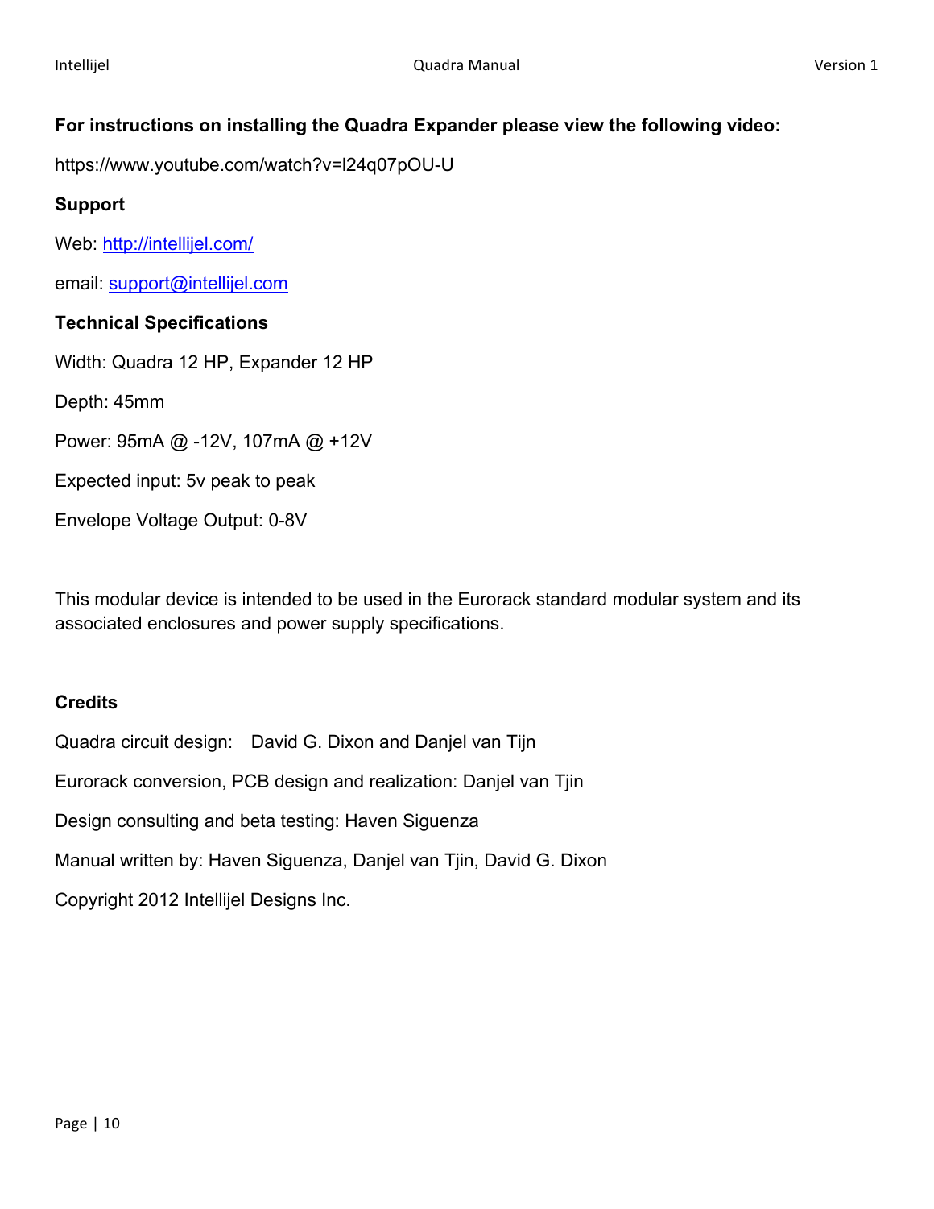**For instructions on installing the Quadra Expander please view the following video:**

https://www.youtube.com/watch?v=l24q07pOU-U

**Support**

Web: http://intellijel.com/

email: support@intellijel.com

**Technical Specifications**

Width: Quadra 12 HP, Expander 12 HP

Depth: 45mm

Power: 95mA @ -12V, 107mA @ +12V

Expected input: 5v peak to peak

Envelope Voltage Output: 0-8V

This modular device is intended to be used in the Eurorack standard modular system and its associated enclosures and power supply specifications.

**Credits**

Quadra circuit design: David G. Dixon and Danjel van Tijn

Eurorack conversion, PCB design and realization: Danjel van Tjin

Design consulting and beta testing: Haven Siguenza

Manual written by: Haven Siguenza, Danjel van Tjin, David G. Dixon

Copyright 2012 Intellijel Designs Inc.